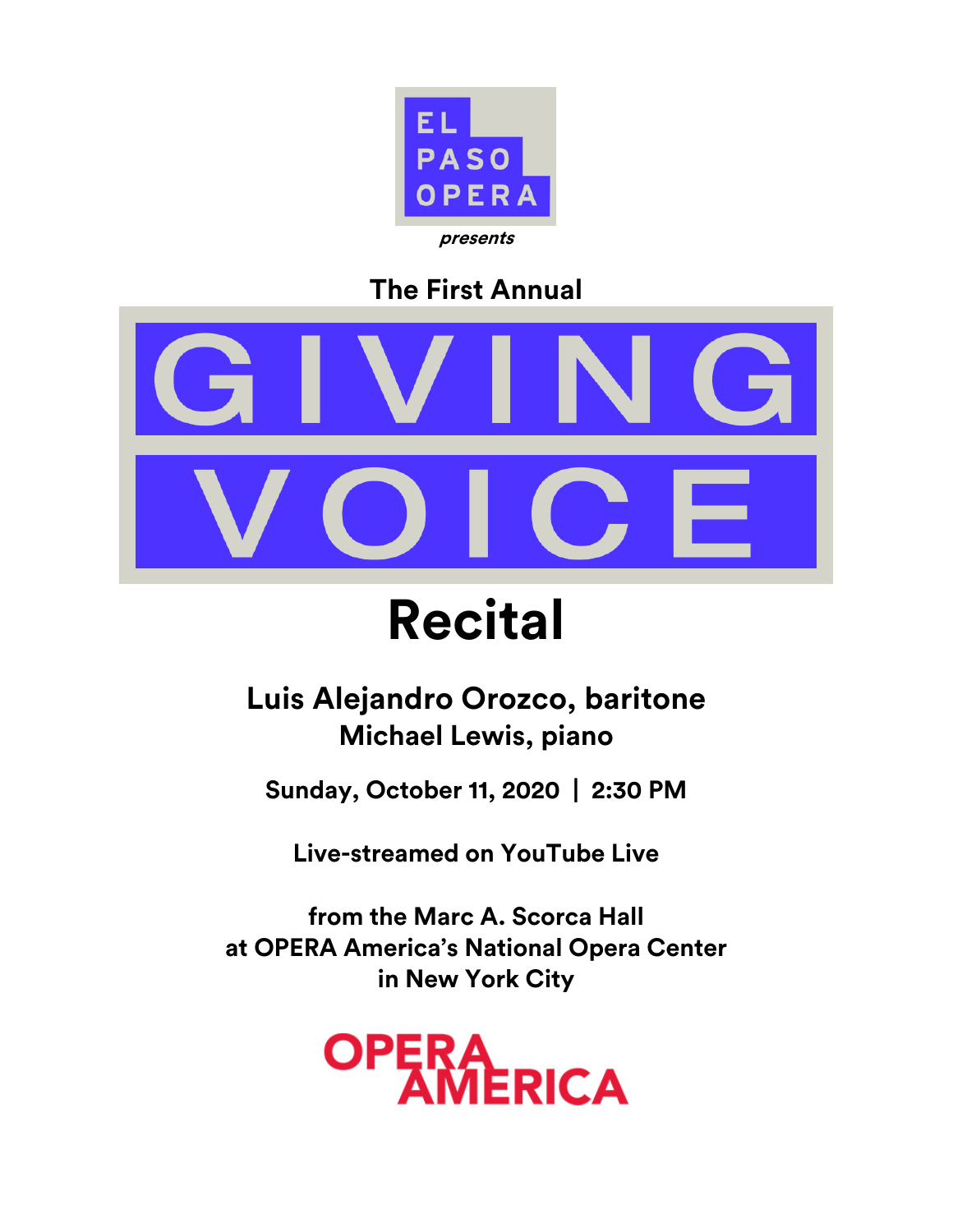EL PASO OPERA

*presents*

The First Annual

# GIVING VOICE

# Recital

**Luis Alejandro Orozco, baritone**
**Michael Lewis, piano**

**Sunday, October 11, 2020 | 2:30 PM**

**Live-streamed on YouTube Live**

**from the Marc A. Scorca Hall**
**at OPERA America's National Opera Center**
**in New York City**

OPERA AMERICA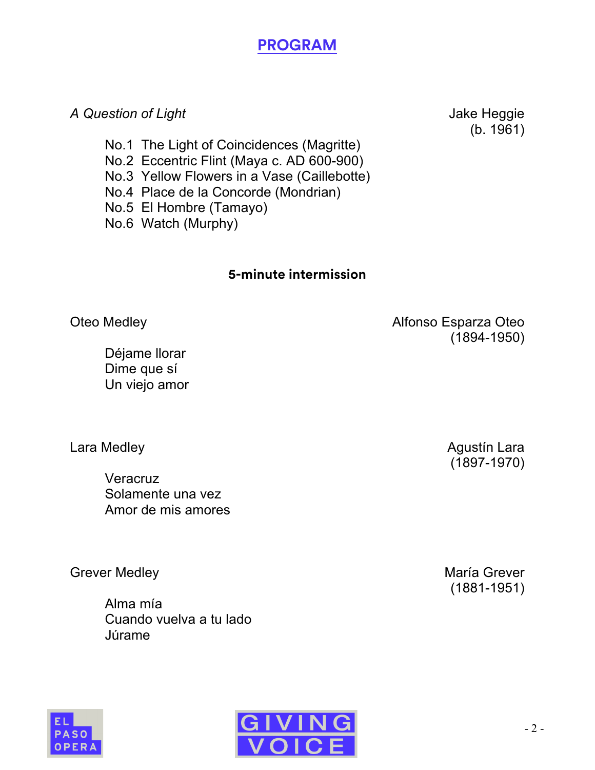# PROGRAM

*A Question of Light* — Jake Heggie (b. 1961)

- No.1 The Light of Coincidences (Magritte)
- No.2 Eccentric Flint (Maya c. AD 600-900)
- No.3 Yellow Flowers in a Vase (Caillebotte)
- No.4 Place de la Concorde (Mondrian)
- No.5 El Hombre (Tamayo)
- No.6 Watch (Murphy)

**5-minute intermission**

Oteo Medley — Alfonso Esparza Oteo (1894-1950)

- Déjame llorar
- Dime que sí
- Un viejo amor

Lara Medley — Agustín Lara (1897-1970)

- Veracruz
- Solamente una vez
- Amor de mis amores

Grever Medley — María Grever (1881-1951)

- Alma mía
- Cuando vuelva a tu lado
- Júrame

EL PASO OPERA

GIVING VOICE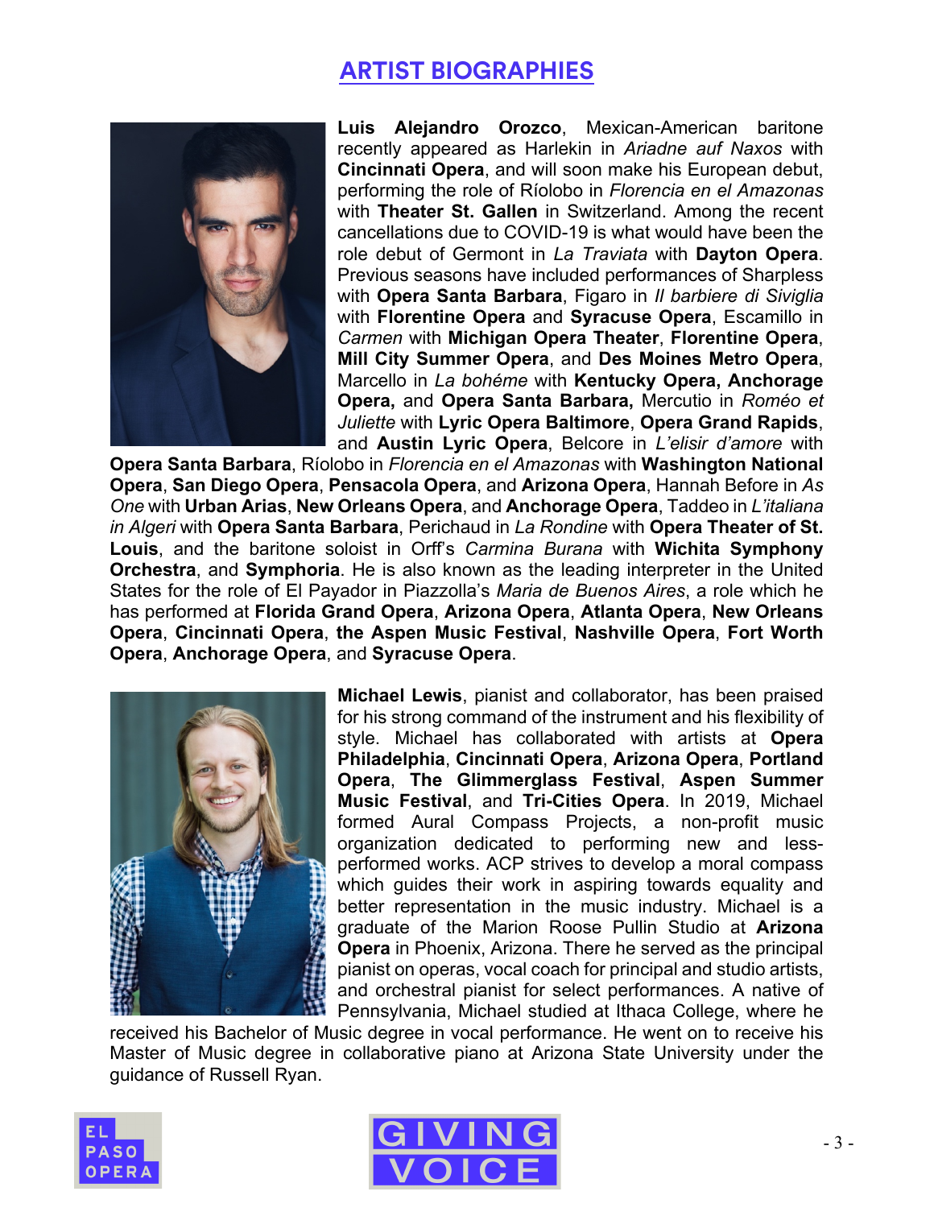## ARTIST BIOGRAPHIES

**Luis Alejandro Orozco**, Mexican-American baritone recently appeared as Harlekin in *Ariadne auf Naxos* with **Cincinnati Opera**, and will soon make his European debut, performing the role of Ríolobo in *Florencia en el Amazonas* with **Theater St. Gallen** in Switzerland. Among the recent cancellations due to COVID-19 is what would have been the role debut of Germont in *La Traviata* with **Dayton Opera**. Previous seasons have included performances of Sharpless with **Opera Santa Barbara**, Figaro in *Il barbiere di Siviglia* with **Florentine Opera** and **Syracuse Opera**, Escamillo in *Carmen* with **Michigan Opera Theater**, **Florentine Opera**, **Mill City Summer Opera**, and **Des Moines Metro Opera**, Marcello in *La bohéme* with **Kentucky Opera, Anchorage Opera,** and **Opera Santa Barbara,** Mercutio in *Roméo et Juliette* with **Lyric Opera Baltimore**, **Opera Grand Rapids**, and **Austin Lyric Opera**, Belcore in *L'elisir d'amore* with **Opera Santa Barbara**, Ríolobo in *Florencia en el Amazonas* with **Washington National Opera**, **San Diego Opera**, **Pensacola Opera**, and **Arizona Opera**, Hannah Before in *As One* with **Urban Arias**, **New Orleans Opera**, and **Anchorage Opera**, Taddeo in *L'italiana in Algeri* with **Opera Santa Barbara**, Perichaud in *La Rondine* with **Opera Theater of St. Louis**, and the baritone soloist in Orff's *Carmina Burana* with **Wichita Symphony Orchestra**, and **Symphoria**. He is also known as the leading interpreter in the United States for the role of El Payador in Piazzolla's *Maria de Buenos Aires*, a role which he has performed at **Florida Grand Opera**, **Arizona Opera**, **Atlanta Opera**, **New Orleans Opera**, **Cincinnati Opera**, **the Aspen Music Festival**, **Nashville Opera**, **Fort Worth Opera**, **Anchorage Opera**, and **Syracuse Opera**.

**Michael Lewis**, pianist and collaborator, has been praised for his strong command of the instrument and his flexibility of style. Michael has collaborated with artists at **Opera Philadelphia**, **Cincinnati Opera**, **Arizona Opera**, **Portland Opera**, **The Glimmerglass Festival**, **Aspen Summer Music Festival**, and **Tri-Cities Opera**. In 2019, Michael formed Aural Compass Projects, a non-profit music organization dedicated to performing new and less-performed works. ACP strives to develop a moral compass which guides their work in aspiring towards equality and better representation in the music industry. Michael is a graduate of the Marion Roose Pullin Studio at **Arizona Opera** in Phoenix, Arizona. There he served as the principal pianist on operas, vocal coach for principal and studio artists, and orchestral pianist for select performances. A native of Pennsylvania, Michael studied at Ithaca College, where he received his Bachelor of Music degree in vocal performance. He went on to receive his Master of Music degree in collaborative piano at Arizona State University under the guidance of Russell Ryan.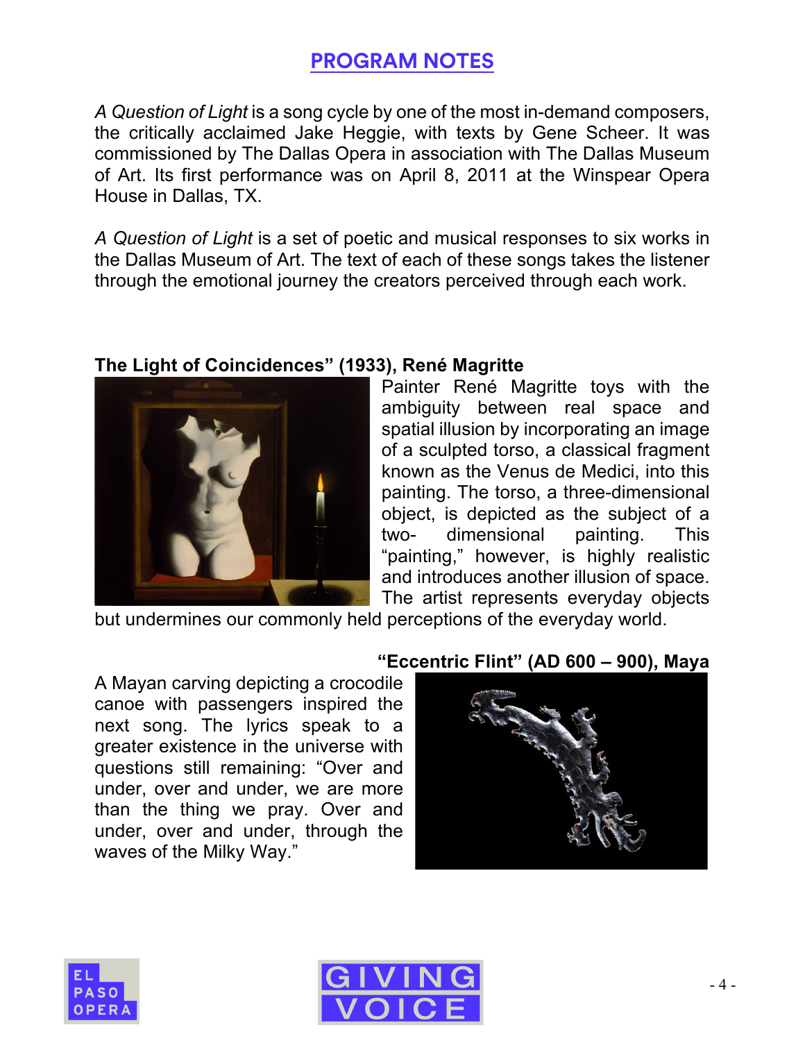## PROGRAM NOTES

*A Question of Light* is a song cycle by one of the most in-demand composers, the critically acclaimed Jake Heggie, with texts by Gene Scheer. It was commissioned by The Dallas Opera in association with The Dallas Museum of Art. Its first performance was on April 8, 2011 at the Winspear Opera House in Dallas, TX.

*A Question of Light* is a set of poetic and musical responses to six works in the Dallas Museum of Art. The text of each of these songs takes the listener through the emotional journey the creators perceived through each work.

**The Light of Coincidences" (1933), René Magritte**

Painter René Magritte toys with the ambiguity between real space and spatial illusion by incorporating an image of a sculpted torso, a classical fragment known as the Venus de Medici, into this painting. The torso, a three-dimensional object, is depicted as the subject of a two- dimensional painting. This "painting," however, is highly realistic and introduces another illusion of space. The artist represents everyday objects but undermines our commonly held perceptions of the everyday world.

**"Eccentric Flint" (AD 600 – 900), Maya**

A Mayan carving depicting a crocodile canoe with passengers inspired the next song. The lyrics speak to a greater existence in the universe with questions still remaining: "Over and under, over and under, we are more than the thing we pray. Over and under, over and under, through the waves of the Milky Way."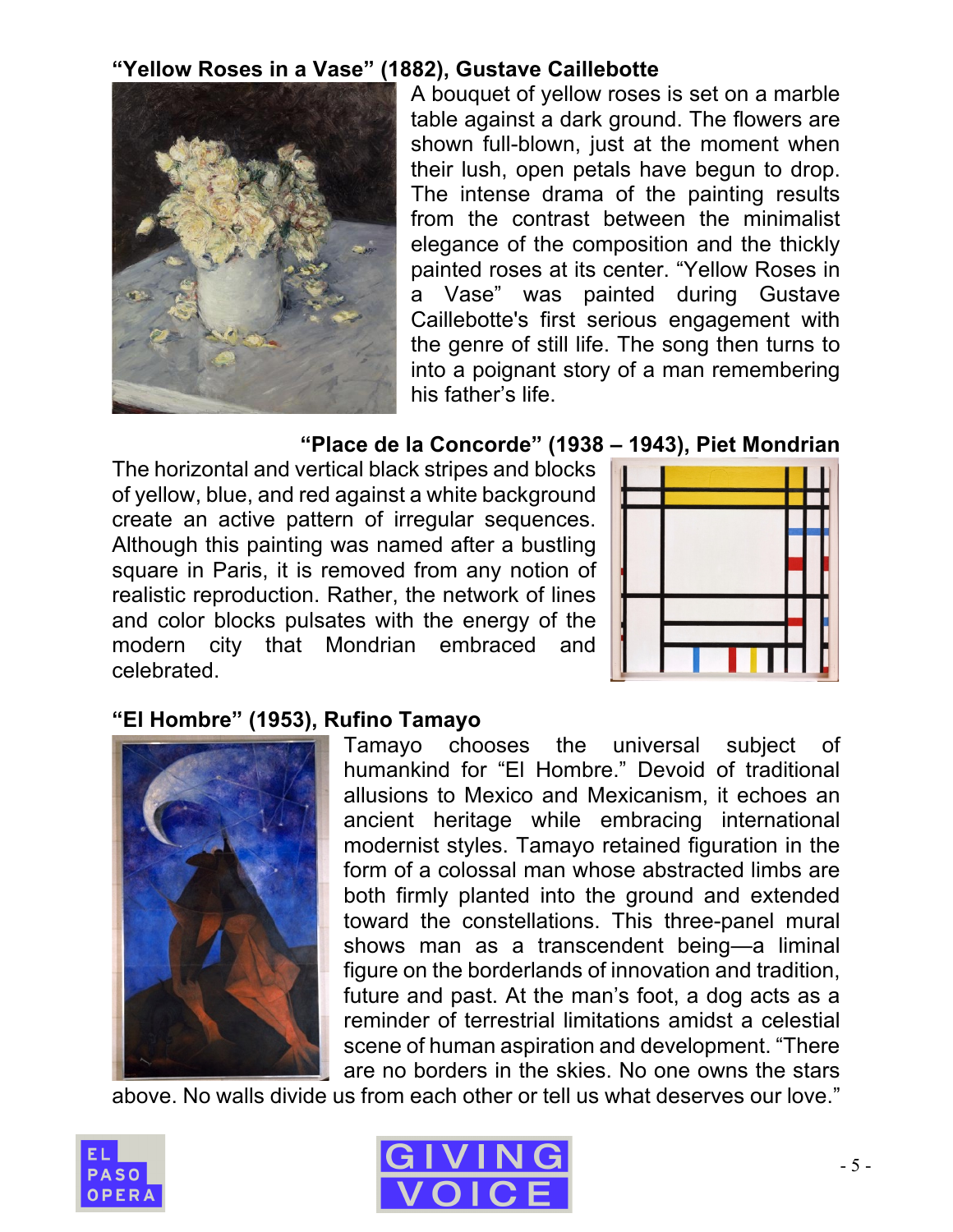**"Yellow Roses in a Vase" (1882), Gustave Caillebotte**

A bouquet of yellow roses is set on a marble table against a dark ground. The flowers are shown full-blown, just at the moment when their lush, open petals have begun to drop. The intense drama of the painting results from the contrast between the minimalist elegance of the composition and the thickly painted roses at its center. "Yellow Roses in a Vase" was painted during Gustave Caillebotte's first serious engagement with the genre of still life. The song then turns to into a poignant story of a man remembering his father's life.

**"Place de la Concorde" (1938 – 1943), Piet Mondrian**

The horizontal and vertical black stripes and blocks of yellow, blue, and red against a white background create an active pattern of irregular sequences. Although this painting was named after a bustling square in Paris, it is removed from any notion of realistic reproduction. Rather, the network of lines and color blocks pulsates with the energy of the modern city that Mondrian embraced and celebrated.

**"El Hombre" (1953), Rufino Tamayo**

Tamayo chooses the universal subject of humankind for "El Hombre." Devoid of traditional allusions to Mexico and Mexicanism, it echoes an ancient heritage while embracing international modernist styles. Tamayo retained figuration in the form of a colossal man whose abstracted limbs are both firmly planted into the ground and extended toward the constellations. This three-panel mural shows man as a transcendent being—a liminal figure on the borderlands of innovation and tradition, future and past. At the man's foot, a dog acts as a reminder of terrestrial limitations amidst a celestial scene of human aspiration and development. "There are no borders in the skies. No one owns the stars above. No walls divide us from each other or tell us what deserves our love."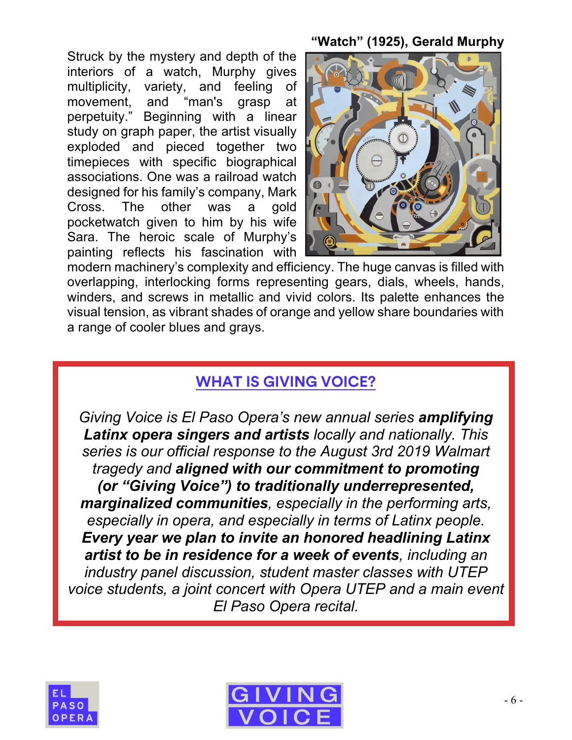**"Watch" (1925), Gerald Murphy**

Struck by the mystery and depth of the interiors of a watch, Murphy gives multiplicity, variety, and feeling of movement, and "man's grasp at perpetuity." Beginning with a linear study on graph paper, the artist visually exploded and pieced together two timepieces with specific biographical associations. One was a railroad watch designed for his family's company, Mark Cross. The other was a gold pocketwatch given to him by his wife Sara. The heroic scale of Murphy's painting reflects his fascination with modern machinery's complexity and efficiency. The huge canvas is filled with overlapping, interlocking forms representing gears, dials, wheels, hands, winders, and screws in metallic and vivid colors. Its palette enhances the visual tension, as vibrant shades of orange and yellow share boundaries with a range of cooler blues and grays.

## WHAT IS GIVING VOICE?

*Giving Voice is El Paso Opera's new annual series* ***amplifying Latinx opera singers and artists*** *locally and nationally. This series is our official response to the August 3rd 2019 Walmart tragedy and* ***aligned with our commitment to promoting (or "Giving Voice") to traditionally underrepresented, marginalized communities****, especially in the performing arts, especially in opera, and especially in terms of Latinx people.* ***Every year we plan to invite an honored headlining Latinx artist to be in residence for a week of events****, including an industry panel discussion, student master classes with UTEP voice students, a joint concert with Opera UTEP and a main event El Paso Opera recital.*

EL PASO OPERA

GIVING VOICE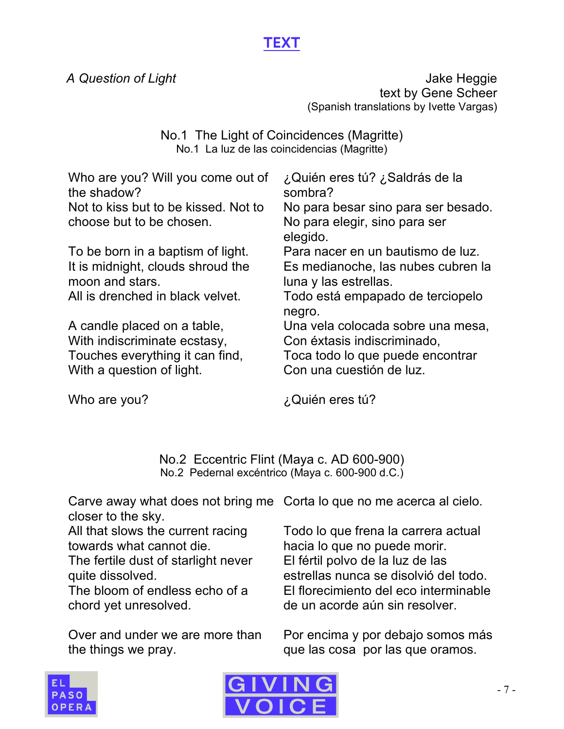# TEXT

*A Question of Light*

Jake Heggie
text by Gene Scheer
(Spanish translations by Ivette Vargas)

### No.1 The Light of Coincidences (Magritte)
No.1 La luz de las coincidencias (Magritte)

| | |
|---|---|
| Who are you? Will you come out of the shadow? | ¿Quién eres tú? ¿Saldrás de la sombra? |
| Not to kiss but to be kissed. Not to choose but to be chosen. | No para besar sino para ser besado. No para elegir, sino para ser elegido. |
| To be born in a baptism of light. | Para nacer en un bautismo de luz. |
| It is midnight, clouds shroud the moon and stars. | Es medianoche, las nubes cubren la luna y las estrellas. |
| All is drenched in black velvet. | Todo está empapado de terciopelo negro. |
| A candle placed on a table, | Una vela colocada sobre una mesa, |
| With indiscriminate ecstasy, | Con éxtasis indiscriminado, |
| Touches everything it can find, | Toca todo lo que puede encontrar |
| With a question of light. | Con una cuestión de luz. |
| Who are you? | ¿Quién eres tú? |

### No.2 Eccentric Flint (Maya c. AD 600-900)
No.2 Pedernal excéntrico (Maya c. 600-900 d.C.)

| | |
|---|---|
| Carve away what does not bring me closer to the sky. | Corta lo que no me acerca al cielo. |
| All that slows the current racing towards what cannot die. | Todo lo que frena la carrera actual hacia lo que no puede morir. |
| The fertile dust of starlight never quite dissolved. | El fértil polvo de la luz de las estrellas nunca se disolvió del todo. |
| The bloom of endless echo of a chord yet unresolved. | El florecimiento del eco interminable de un acorde aún sin resolver. |
| Over and under we are more than the things we pray. | Por encima y por debajo somos más que las cosa  por las que oramos. |

EL PASO OPERA

GIVING VOICE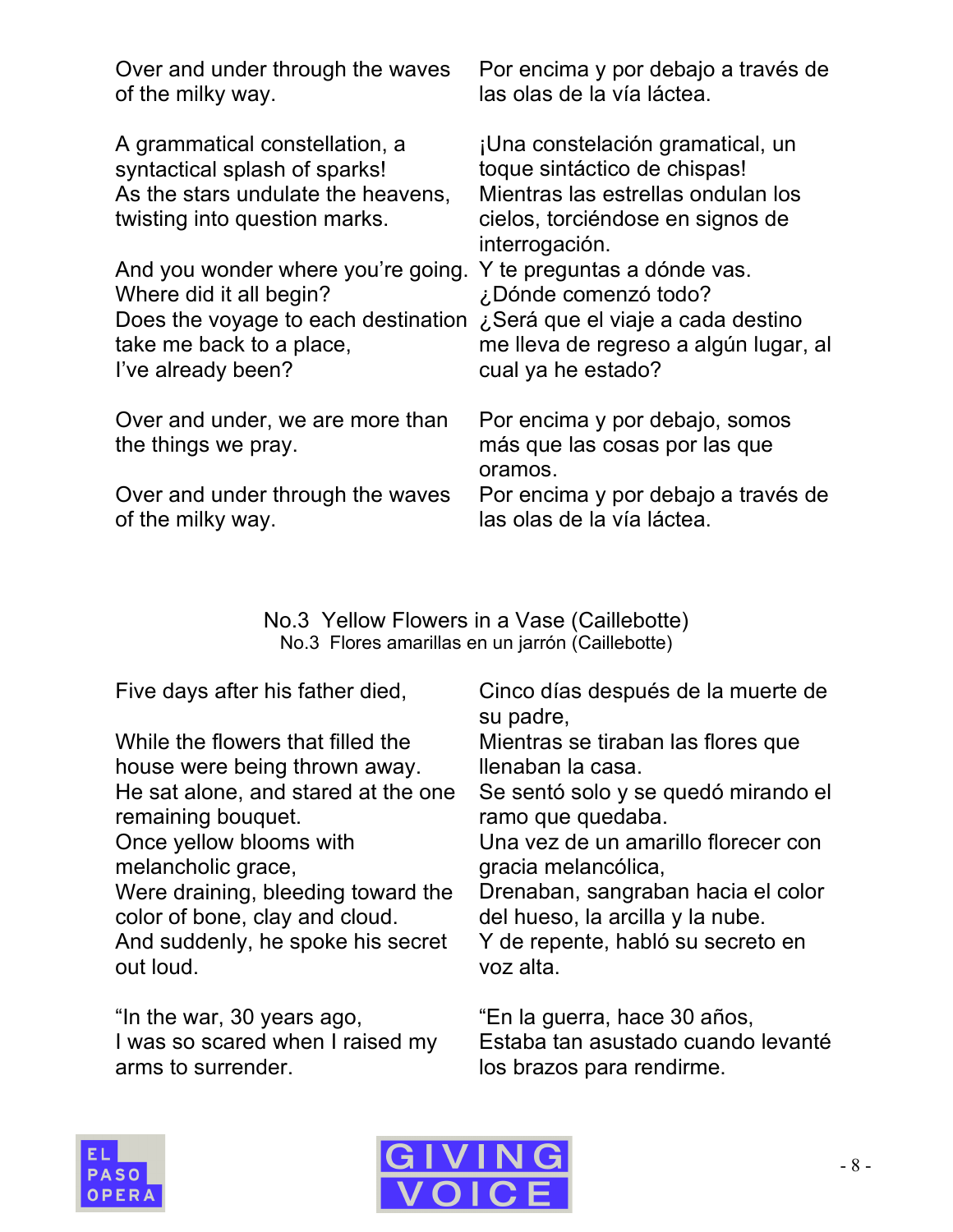| | |
|---|---|
| Over and under through the waves of the milky way. | Por encima y por debajo a través de las olas de la vía láctea. |
| A grammatical constellation, a syntactical splash of sparks!<br>As the stars undulate the heavens, twisting into question marks. | ¡Una constelación gramatical, un toque sintáctico de chispas!<br>Mientras las estrellas ondulan los cielos, torciéndose en signos de interrogación. |
| And you wonder where you're going.<br>Where did it all begin?<br>Does the voyage to each destination take me back to a place,<br>I've already been? | Y te preguntas a dónde vas.<br>¿Dónde comenzó todo?<br>¿Será que el viaje a cada destino me lleva de regreso a algún lugar, al cual ya he estado? |
| Over and under, we are more than the things we pray. | Por encima y por debajo, somos más que las cosas por las que oramos. |
| Over and under through the waves of the milky way. | Por encima y por debajo a través de las olas de la vía láctea. |

## No.3 Yellow Flowers in a Vase (Caillebotte)

### No.3 Flores amarillas en un jarrón (Caillebotte)

| | |
|---|---|
| Five days after his father died, | Cinco días después de la muerte de su padre, |
| While the flowers that filled the house were being thrown away.<br>He sat alone, and stared at the one remaining bouquet.<br>Once yellow blooms with melancholic grace,<br>Were draining, bleeding toward the color of bone, clay and cloud.<br>And suddenly, he spoke his secret out loud. | Mientras se tiraban las flores que llenaban la casa.<br>Se sentó solo y se quedó mirando el ramo que quedaba.<br>Una vez de un amarillo florecer con gracia melancólica,<br>Drenaban, sangraban hacia el color del hueso, la arcilla y la nube.<br>Y de repente, habló su secreto en voz alta. |
| "In the war, 30 years ago,<br>I was so scared when I raised my arms to surrender. | "En la guerra, hace 30 años,<br>Estaba tan asustado cuando levanté los brazos para rendirme. |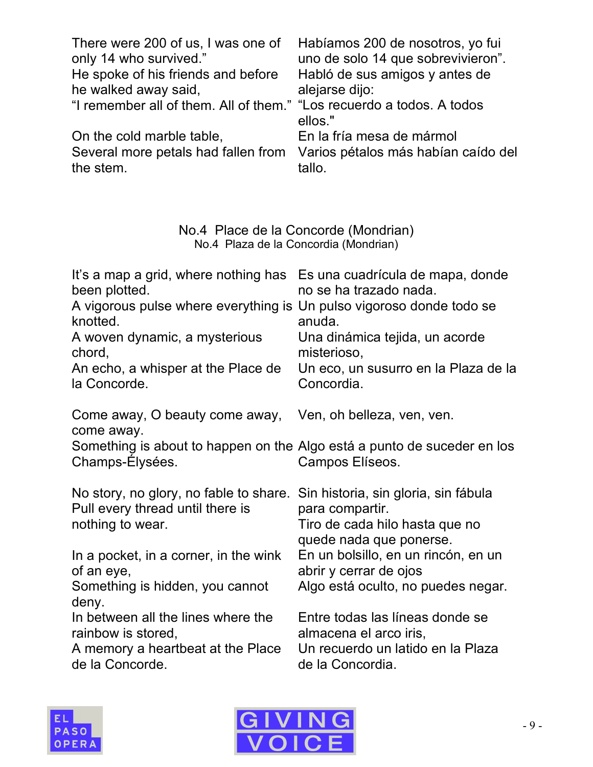| | |
|---|---|
| There were 200 of us, I was one of only 14 who survived." | Habíamos 200 de nosotros, yo fui uno de solo 14 que sobrevivieron". |
| He spoke of his friends and before he walked away said, | Habló de sus amigos y antes de alejarse dijo: |
| "I remember all of them. All of them." | "Los recuerdo a todos. A todos ellos." |
| On the cold marble table, | En la fría mesa de mármol |
| Several more petals had fallen from the stem. | Varios pétalos más habían caído del tallo. |

## No.4 Place de la Concorde (Mondrian)

### No.4 Plaza de la Concordia (Mondrian)

| | |
|---|---|
| It's a map a grid, where nothing has been plotted. | Es una cuadrícula de mapa, donde no se ha trazado nada. |
| A vigorous pulse where everything is knotted. | Un pulso vigoroso donde todo se anuda. |
| A woven dynamic, a mysterious chord, | Una dinámica tejida, un acorde misterioso, |
| An echo, a whisper at the Place de la Concorde. | Un eco, un susurro en la Plaza de la Concordia. |
| Come away, O beauty come away, come away. | Ven, oh belleza, ven, ven. |
| Something is about to happen on the Champs-Élysées. | Algo está a punto de suceder en los Campos Elíseos. |
| No story, no glory, no fable to share. | Sin historia, sin gloria, sin fábula para compartir. |
| Pull every thread until there is nothing to wear. | Tiro de cada hilo hasta que no quede nada que ponerse. |
| In a pocket, in a corner, in the wink of an eye, | En un bolsillo, en un rincón, en un abrir y cerrar de ojos |
| Something is hidden, you cannot deny. | Algo está oculto, no puedes negar. |
| In between all the lines where the rainbow is stored, | Entre todas las líneas donde se almacena el arco iris, |
| A memory a heartbeat at the Place de la Concorde. | Un recuerdo un latido en la Plaza de la Concordia. |

EL PASO OPERA

GIVING VOICE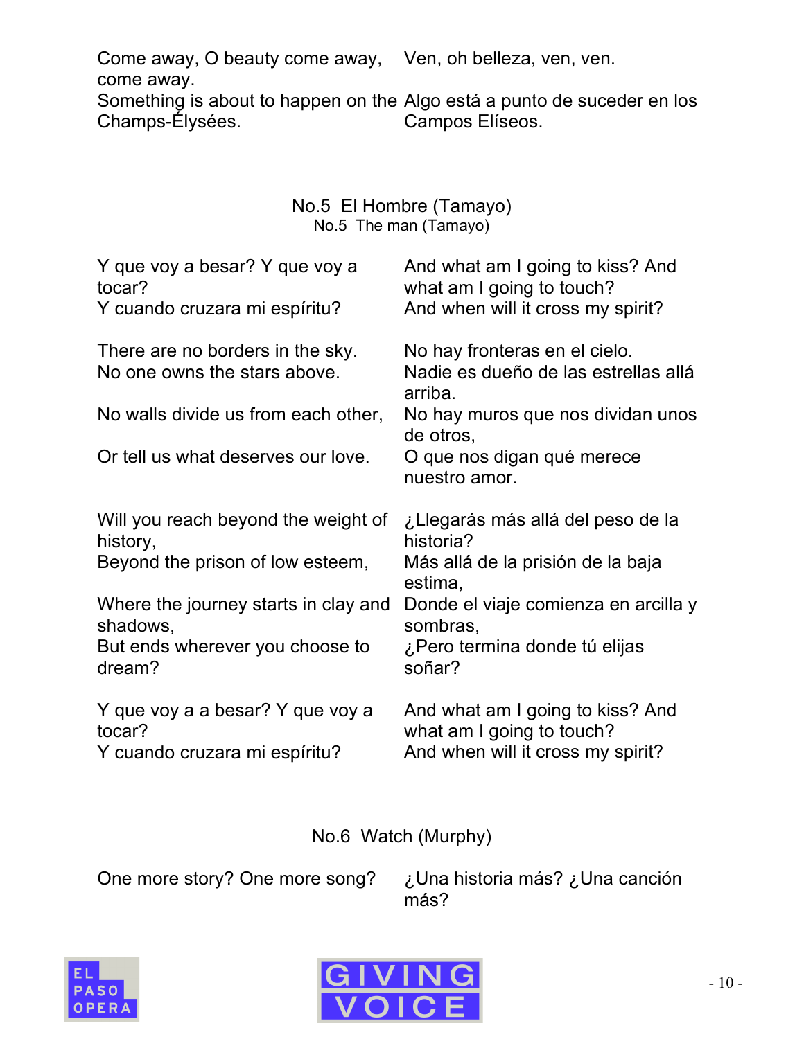| | |
|---|---|
| Come away, O beauty come away, come away. | Ven, oh belleza, ven, ven. |
| Something is about to happen on the Champs-Élysées. | Algo está a punto de suceder en los Campos Elíseos. |

### No.5 El Hombre (Tamayo)

No.5 The man (Tamayo)

| | |
|---|---|
| Y que voy a besar? Y que voy a tocar? | And what am I going to kiss? And what am I going to touch? |
| Y cuando cruzara mi espíritu? | And when will it cross my spirit? |
| | |
| There are no borders in the sky. | No hay fronteras en el cielo. |
| No one owns the stars above. | Nadie es dueño de las estrellas allá arriba. |
| No walls divide us from each other, | No hay muros que nos dividan unos de otros, |
| Or tell us what deserves our love. | O que nos digan qué merece nuestro amor. |
| | |
| Will you reach beyond the weight of history, | ¿Llegarás más allá del peso de la historia? |
| Beyond the prison of low esteem, | Más allá de la prisión de la baja estima, |
| Where the journey starts in clay and shadows, | Donde el viaje comienza en arcilla y sombras, |
| But ends wherever you choose to dream? | ¿Pero termina donde tú elijas soñar? |
| | |
| Y que voy a a besar? Y que voy a tocar? | And what am I going to kiss? And what am I going to touch? |
| Y cuando cruzara mi espíritu? | And when will it cross my spirit? |

### No.6 Watch (Murphy)

| | |
|---|---|
| One more story? One more song? | ¿Una historia más? ¿Una canción más? |

EL PASO OPERA

GIVING VOICE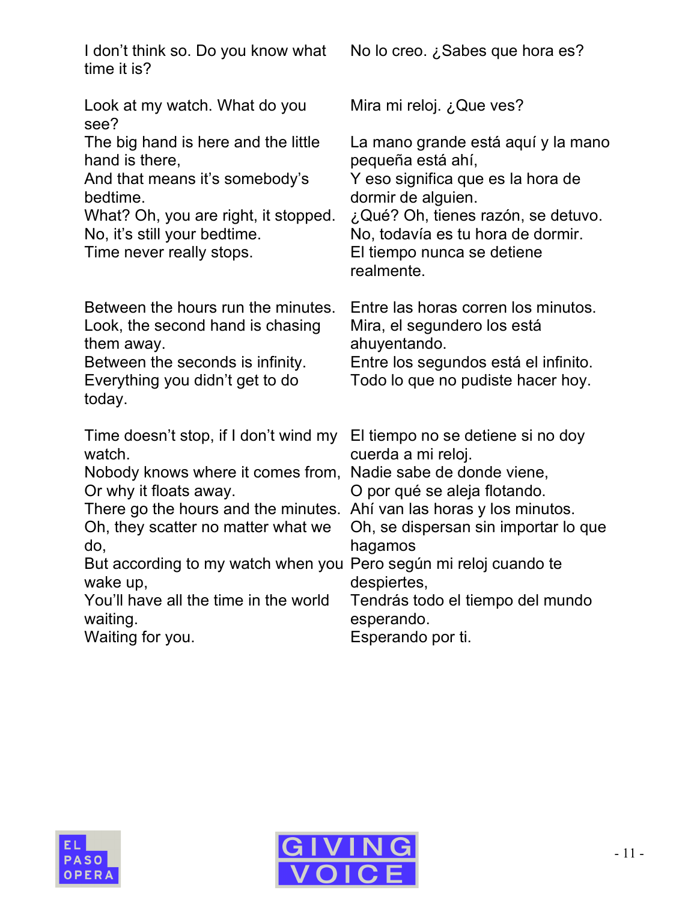| | |
|---|---|
| I don't think so. Do you know what time it is? | No lo creo. ¿Sabes que hora es? |
| Look at my watch. What do you see? | Mira mi reloj. ¿Que ves? |
| The big hand is here and the little hand is there, | La mano grande está aquí y la mano pequeña está ahí, |
| And that means it's somebody's bedtime. | Y eso significa que es la hora de dormir de alguien. |
| What? Oh, you are right, it stopped. | ¿Qué? Oh, tienes razón, se detuvo. |
| No, it's still your bedtime. | No, todavía es tu hora de dormir. |
| Time never really stops. | El tiempo nunca se detiene realmente. |
| Between the hours run the minutes. | Entre las horas corren los minutos. |
| Look, the second hand is chasing them away. | Mira, el segundero los está ahuyentando. |
| Between the seconds is infinity. | Entre los segundos está el infinito. |
| Everything you didn't get to do today. | Todo lo que no pudiste hacer hoy. |
| Time doesn't stop, if I don't wind my watch. | El tiempo no se detiene si no doy cuerda a mi reloj. |
| Nobody knows where it comes from, | Nadie sabe de donde viene, |
| Or why it floats away. | O por qué se aleja flotando. |
| There go the hours and the minutes. | Ahí van las horas y los minutos. |
| Oh, they scatter no matter what we do, | Oh, se dispersan sin importar lo que hagamos |
| But according to my watch when you wake up, | Pero según mi reloj cuando te despiertes, |
| You'll have all the time in the world waiting. | Tendrás todo el tiempo del mundo esperando. |
| Waiting for you. | Esperando por ti. |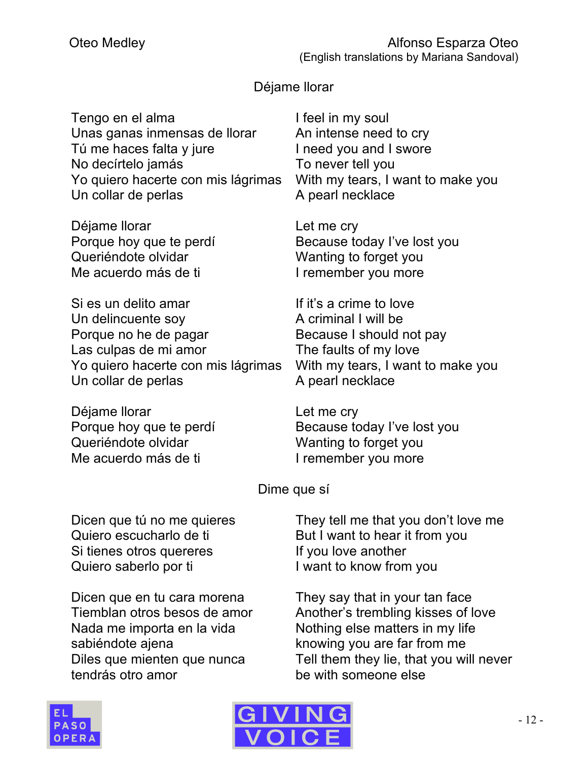Oteo Medley — Alfonso Esparza Oteo
(English translations by Mariana Sandoval)

## Déjame llorar

| | |
|---|---|
| Tengo en el alma | I feel in my soul |
| Unas ganas inmensas de llorar | An intense need to cry |
| Tú me haces falta y jure | I need you and I swore |
| No decírtelo jamás | To never tell you |
| Yo quiero hacerte con mis lágrimas | With my tears, I want to make you |
| Un collar de perlas | A pearl necklace |
| | |
| Déjame llorar | Let me cry |
| Porque hoy que te perdí | Because today I've lost you |
| Queriéndote olvidar | Wanting to forget you |
| Me acuerdo más de ti | I remember you more |
| | |
| Si es un delito amar | If it's a crime to love |
| Un delincuente soy | A criminal I will be |
| Porque no he de pagar | Because I should not pay |
| Las culpas de mi amor | The faults of my love |
| Yo quiero hacerte con mis lágrimas | With my tears, I want to make you |
| Un collar de perlas | A pearl necklace |
| | |
| Déjame llorar | Let me cry |
| Porque hoy que te perdí | Because today I've lost you |
| Queriéndote olvidar | Wanting to forget you |
| Me acuerdo más de ti | I remember you more |

## Dime que sí

| | |
|---|---|
| Dicen que tú no me quieres | They tell me that you don't love me |
| Quiero escucharlo de ti | But I want to hear it from you |
| Si tienes otros quereres | If you love another |
| Quiero saberlo por ti | I want to know from you |
| | |
| Dicen que en tu cara morena | They say that in your tan face |
| Tiemblan otros besos de amor | Another's trembling kisses of love |
| Nada me importa en la vida | Nothing else matters in my life |
| sabiéndote ajena | knowing you are far from me |
| Diles que mienten que nunca | Tell them they lie, that you will never |
| tendrás otro amor | be with someone else |

EL PASO OPERA — GIVING VOICE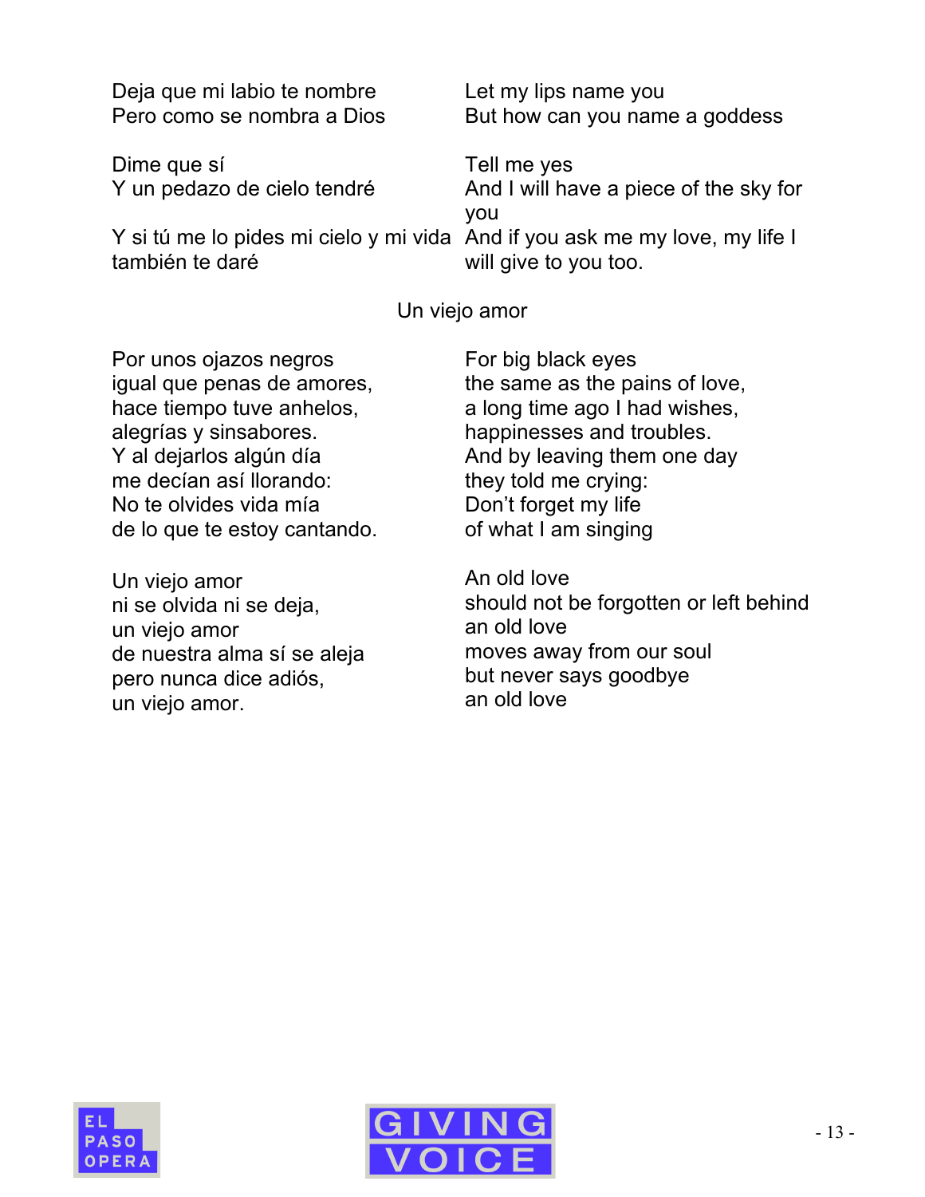Deja que mi labio te nombre
Pero como se nombra a Dios

Let my lips name you
But how can you name a goddess

Dime que sí
Y un pedazo de cielo tendré

Tell me yes
And I will have a piece of the sky for you

Y si tú me lo pides mi cielo y mi vida también te daré

And if you ask me my love, my life I will give to you too.

## Un viejo amor

Por unos ojazos negros
igual que penas de amores,
hace tiempo tuve anhelos,
alegrías y sinsabores.
Y al dejarlos algún día
me decían así llorando:
No te olvides vida mía
de lo que te estoy cantando.

For big black eyes
the same as the pains of love,
a long time ago I had wishes,
happinesses and troubles.
And by leaving them one day
they told me crying:
Don't forget my life
of what I am singing

Un viejo amor
ni se olvida ni se deja,
un viejo amor
de nuestra alma sí se aleja
pero nunca dice adiós,
un viejo amor.

An old love
should not be forgotten or left behind
an old love
moves away from our soul
but never says goodbye
an old love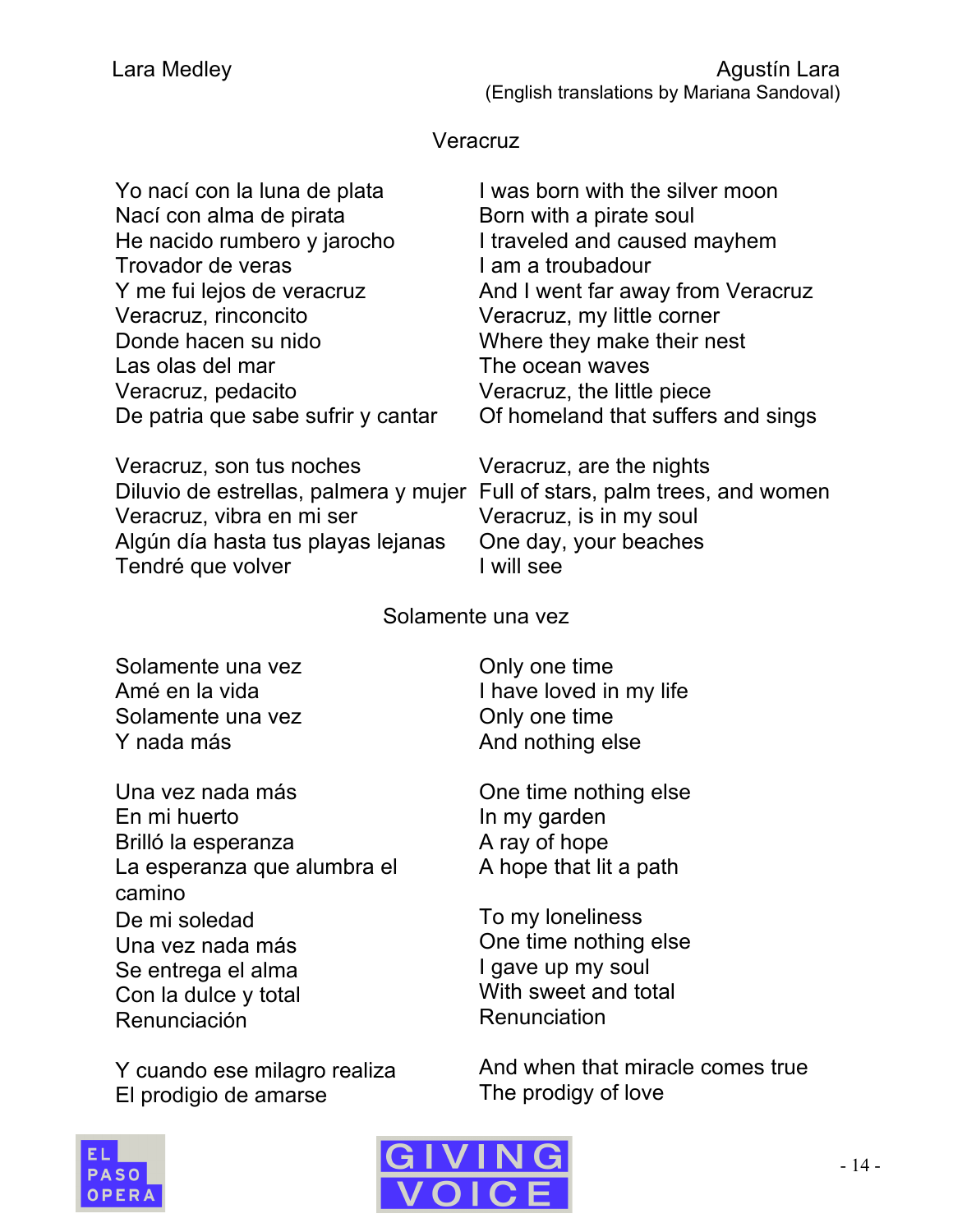Lara Medley

Agustín Lara
(English translations by Mariana Sandoval)

## Veracruz

| | |
|---|---|
| Yo nací con la luna de plata | I was born with the silver moon |
| Nací con alma de pirata | Born with a pirate soul |
| He nacido rumbero y jarocho | I traveled and caused mayhem |
| Trovador de veras | I am a troubadour |
| Y me fui lejos de veracruz | And I went far away from Veracruz |
| Veracruz, rinconcito | Veracruz, my little corner |
| Donde hacen su nido | Where they make their nest |
| Las olas del mar | The ocean waves |
| Veracruz, pedacito | Veracruz, the little piece |
| De patria que sabe sufrir y cantar | Of homeland that suffers and sings |
| | |
| Veracruz, son tus noches | Veracruz, are the nights |
| Diluvio de estrellas, palmera y mujer | Full of stars, palm trees, and women |
| Veracruz, vibra en mi ser | Veracruz, is in my soul |
| Algún día hasta tus playas lejanas | One day, your beaches |
| Tendré que volver | I will see |

## Solamente una vez

| | |
|---|---|
| Solamente una vez | Only one time |
| Amé en la vida | I have loved in my life |
| Solamente una vez | Only one time |
| Y nada más | And nothing else |
| | |
| Una vez nada más | One time nothing else |
| En mi huerto | In my garden |
| Brilló la esperanza | A ray of hope |
| La esperanza que alumbra el camino | A hope that lit a path |
| De mi soledad | To my loneliness |
| Una vez nada más | One time nothing else |
| Se entrega el alma | I gave up my soul |
| Con la dulce y total | With sweet and total |
| Renunciación | Renunciation |
| | |
| Y cuando ese milagro realiza | And when that miracle comes true |
| El prodigio de amarse | The prodigy of love |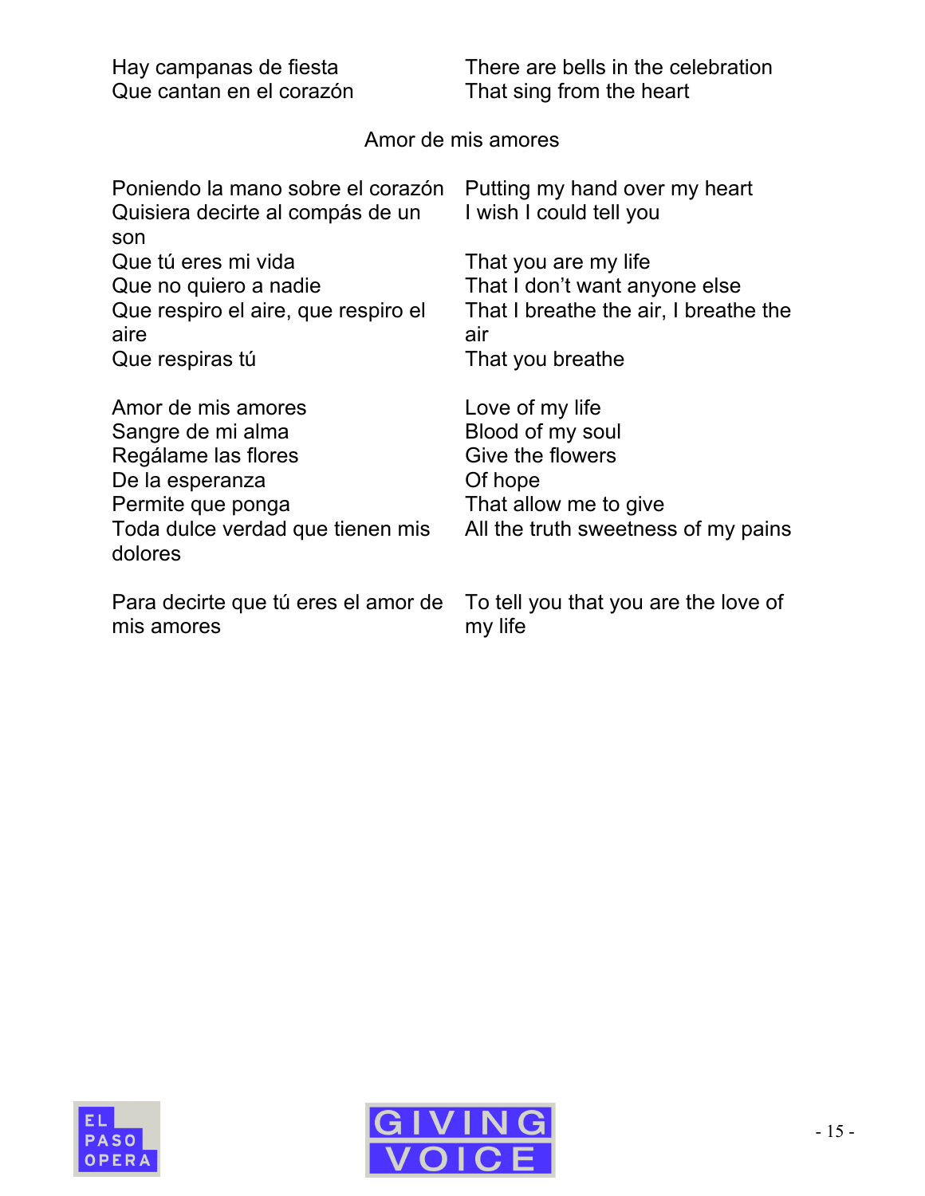| | |
|---|---|
| Hay campanas de fiesta | There are bells in the celebration |
| Que cantan en el corazón | That sing from the heart |

## Amor de mis amores

| | |
|---|---|
| Poniendo la mano sobre el corazón | Putting my hand over my heart |
| Quisiera decirte al compás de un son | I wish I could tell you |
| Que tú eres mi vida | That you are my life |
| Que no quiero a nadie | That I don't want anyone else |
| Que respiro el aire, que respiro el aire | That I breathe the air, I breathe the air |
| Que respiras tú | That you breathe |
| | |
| Amor de mis amores | Love of my life |
| Sangre de mi alma | Blood of my soul |
| Regálame las flores | Give the flowers |
| De la esperanza | Of hope |
| Permite que ponga | That allow me to give |
| Toda dulce verdad que tienen mis dolores | All the truth sweetness of my pains |
| | |
| Para decirte que tú eres el amor de mis amores | To tell you that you are the love of my life |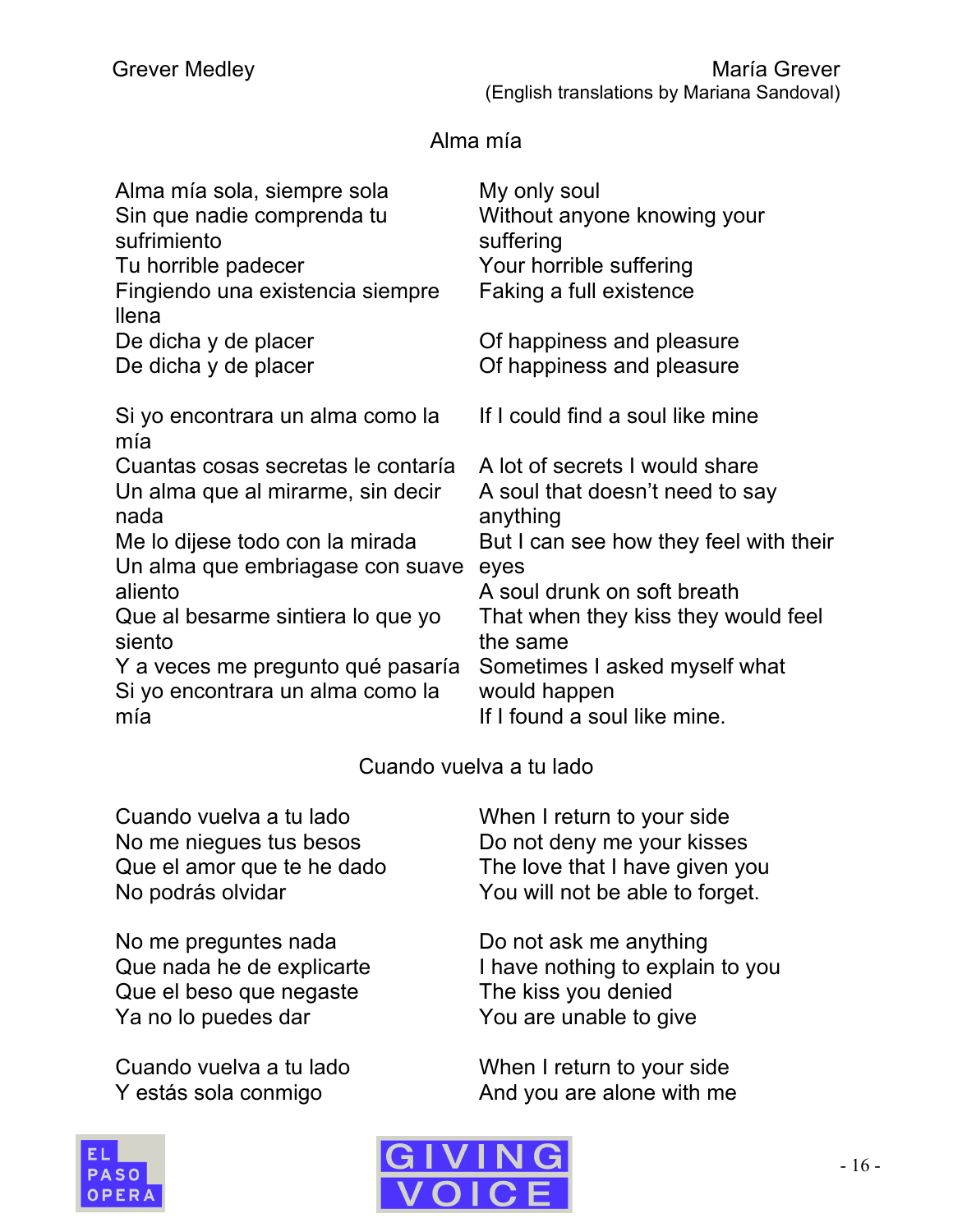Grever Medley

María Grever
(English translations by Mariana Sandoval)

## Alma mía

| | |
|---|---|
| Alma mía sola, siempre sola | My only soul |
| Sin que nadie comprenda tu sufrimiento | Without anyone knowing your suffering |
| Tu horrible padecer | Your horrible suffering |
| Fingiendo una existencia siempre llena | Faking a full existence |
| De dicha y de placer | Of happiness and pleasure |
| De dicha y de placer | Of happiness and pleasure |
| | |
| Si yo encontrara un alma como la mía | If I could find a soul like mine |
| Cuantas cosas secretas le contaría | A lot of secrets I would share |
| Un alma que al mirarme, sin decir nada | A soul that doesn't need to say anything |
| Me lo dijese todo con la mirada | But I can see how they feel with their eyes |
| Un alma que embriagase con suave aliento | A soul drunk on soft breath |
| Que al besarme sintiera lo que yo siento | That when they kiss they would feel the same |
| Y a veces me pregunto qué pasaría | Sometimes I asked myself what would happen |
| Si yo encontrara un alma como la mía | If I found a soul like mine. |

## Cuando vuelva a tu lado

| | |
|---|---|
| Cuando vuelva a tu lado | When I return to your side |
| No me niegues tus besos | Do not deny me your kisses |
| Que el amor que te he dado | The love that I have given you |
| No podrás olvidar | You will not be able to forget. |
| | |
| No me preguntes nada | Do not ask me anything |
| Que nada he de explicarte | I have nothing to explain to you |
| Que el beso que negaste | The kiss you denied |
| Ya no lo puedes dar | You are unable to give |
| | |
| Cuando vuelva a tu lado | When I return to your side |
| Y estás sola conmigo | And you are alone with me |

EL PASO OPERA

GIVING VOICE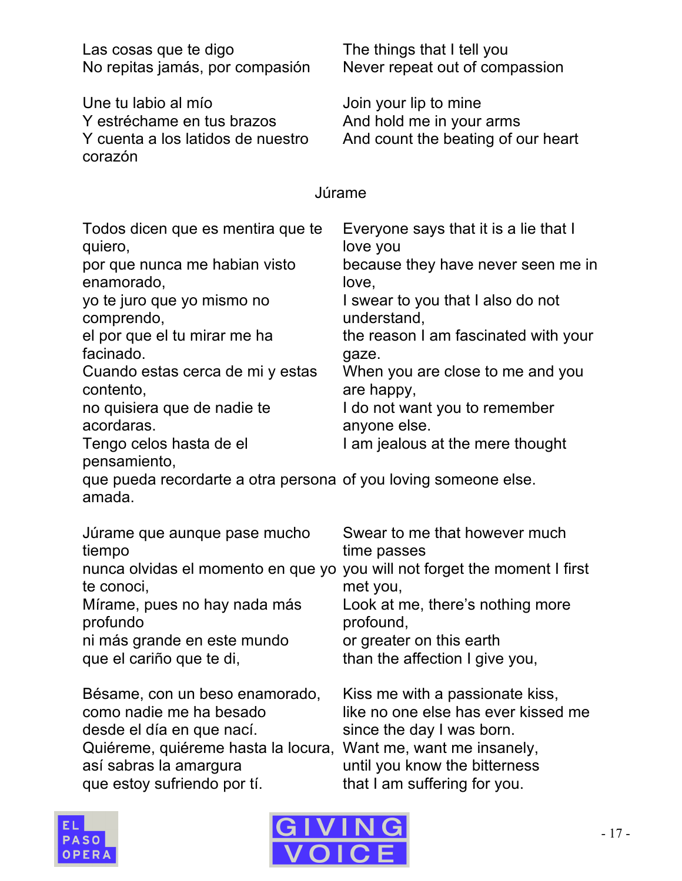| | |
|---|---|
| Las cosas que te digo<br>No repitas jamás, por compasión | The things that I tell you<br>Never repeat out of compassion |
| Une tu labio al mío<br>Y estréchame en tus brazos<br>Y cuenta a los latidos de nuestro corazón | Join your lip to mine<br>And hold me in your arms<br>And count the beating of our heart |

## Júrame

| | |
|---|---|
| Todos dicen que es mentira que te quiero,<br>por que nunca me habian visto enamorado,<br>yo te juro que yo mismo no comprendo,<br>el por que el tu mirar me ha facinado.<br>Cuando estas cerca de mi y estas contento,<br>no quisiera que de nadie te acordaras.<br>Tengo celos hasta de el pensamiento,<br>que pueda recordarte a otra persona amada. | Everyone says that it is a lie that I love you<br>because they have never seen me in love,<br>I swear to you that I also do not understand,<br>the reason I am fascinated with your gaze.<br>When you are close to me and you are happy,<br>I do not want you to remember anyone else.<br>I am jealous at the mere thought<br>of you loving someone else. |
| Júrame que aunque pase mucho tiempo<br>nunca olvidas el momento en que yo te conoci,<br>Mírame, pues no hay nada más profundo<br>ni más grande en este mundo<br>que el cariño que te di, | Swear to me that however much time passes<br>you will not forget the moment I first met you,<br>Look at me, there's nothing more profound,<br>or greater on this earth<br>than the affection I give you, |
| Bésame, con un beso enamorado,<br>como nadie me ha besado<br>desde el día en que nací.<br>Quiéreme, quiéreme hasta la locura,<br>así sabras la amargura<br>que estoy sufriendo por tí. | Kiss me with a passionate kiss,<br>like no one else has ever kissed me<br>since the day I was born.<br>Want me, want me insanely,<br>until you know the bitterness<br>that I am suffering for you. |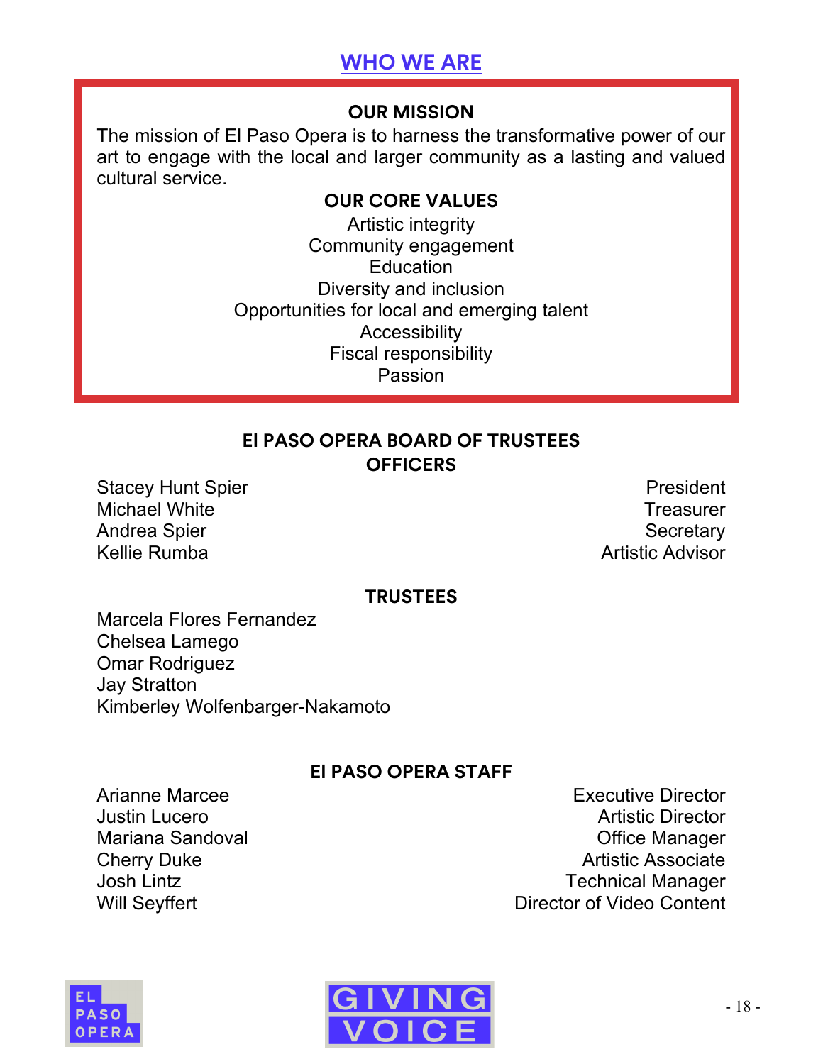# WHO WE ARE

## OUR MISSION

The mission of El Paso Opera is to harness the transformative power of our art to engage with the local and larger community as a lasting and valued cultural service.

## OUR CORE VALUES

Artistic integrity
Community engagement
Education
Diversity and inclusion
Opportunities for local and emerging talent
Accessibility
Fiscal responsibility
Passion

## El PASO OPERA BOARD OF TRUSTEES

### OFFICERS

| Name | Role |
|---|---|
| Stacey Hunt Spier | President |
| Michael White | Treasurer |
| Andrea Spier | Secretary |
| Kellie Rumba | Artistic Advisor |

### TRUSTEES

Marcela Flores Fernandez
Chelsea Lamego
Omar Rodriguez
Jay Stratton
Kimberley Wolfenbarger-Nakamoto

## El PASO OPERA STAFF

| Name | Role |
|---|---|
| Arianne Marcee | Executive Director |
| Justin Lucero | Artistic Director |
| Mariana Sandoval | Office Manager |
| Cherry Duke | Artistic Associate |
| Josh Lintz | Technical Manager |
| Will Seyffert | Director of Video Content |

EL PASO OPERA

GIVING VOICE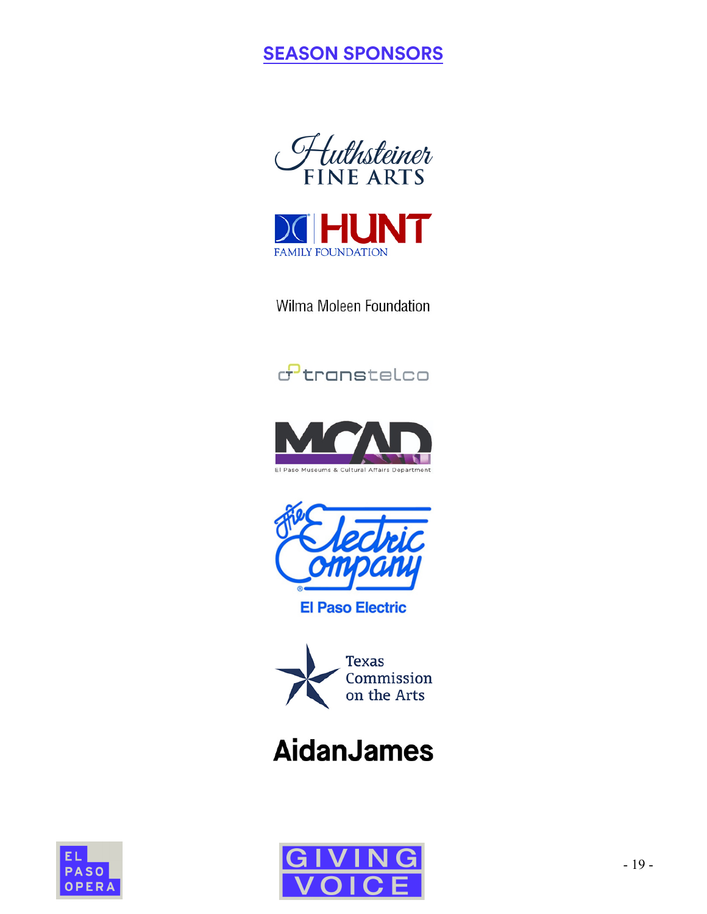## SEASON SPONSORS

Huthsteiner FINE ARTS

HUNT FAMILY FOUNDATION

Wilma Moleen Foundation

transtelco

MCAD
El Paso Museums & Cultural Affairs Department

The Electric Company
El Paso Electric

Texas Commission on the Arts

AidanJames

EL PASO OPERA

GIVING VOICE